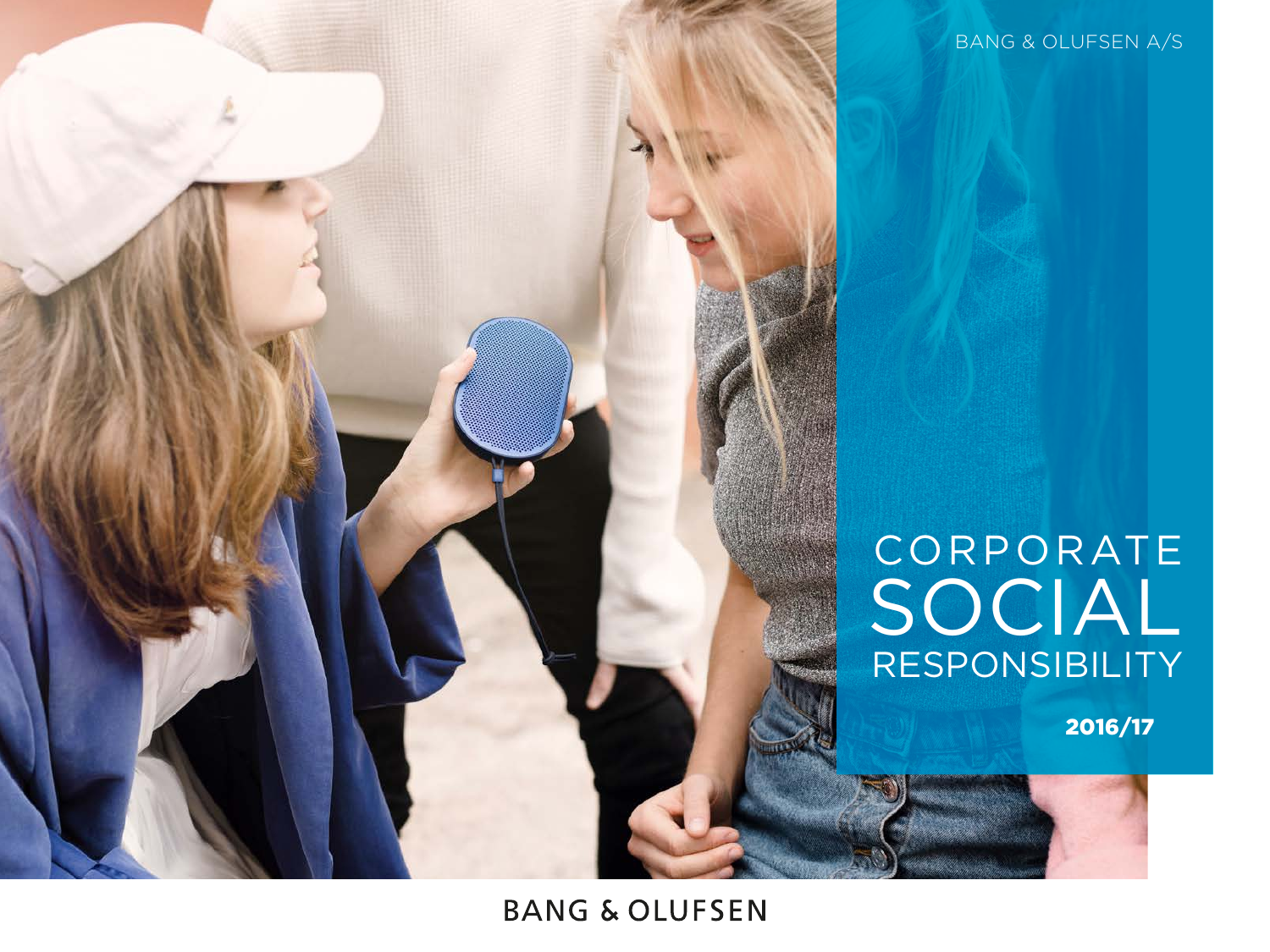BANG & OLUFSEN A/S

# CORPORATE SOCIAL RESPONSIBILITY

**2016/17**

BANG & OLUFSEN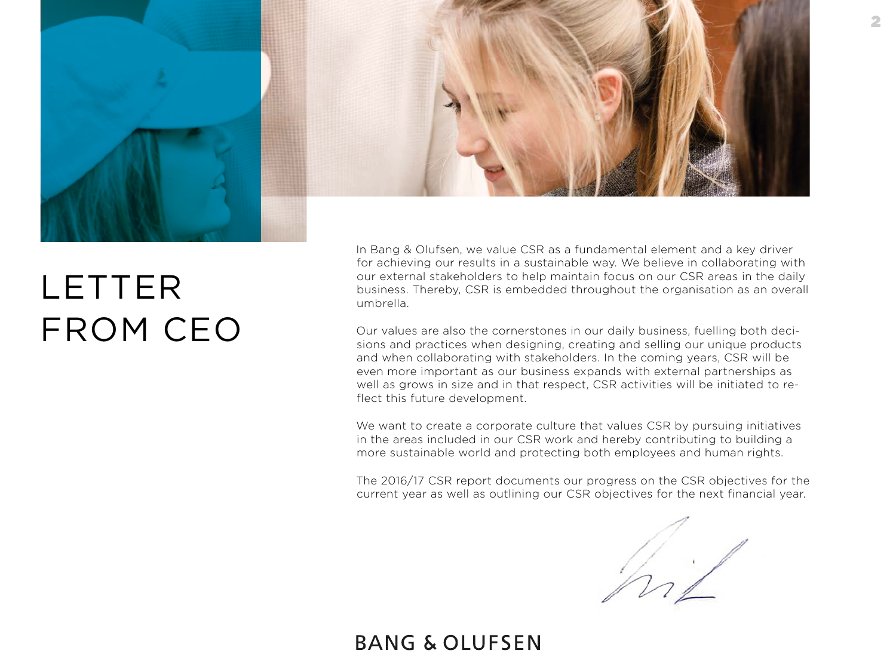# LETTER FROM CEO

In Bang & Olufsen, we value CSR as a fundamental element and a key driver for achieving our results in a sustainable way. We believe in collaborating with our external stakeholders to help maintain focus on our CSR areas in the daily business. Thereby, CSR is embedded throughout the organisation as an overall umbrella.

Our values are also the cornerstones in our daily business, fuelling both decisions and practices when designing, creating and selling our unique products and when collaborating with stakeholders. In the coming years, CSR will be even more important as our business expands with external partnerships as well as grows in size and in that respect, CSR activities will be initiated to reflect this future development.

We want to create a corporate culture that values CSR by pursuing initiatives in the areas included in our CSR work and hereby contributing to building a more sustainable world and protecting both employees and human rights.

The 2016/17 CSR report documents our progress on the CSR objectives for the current year as well as outlining our CSR objectives for the next financial year.

BANG & OLUFSEN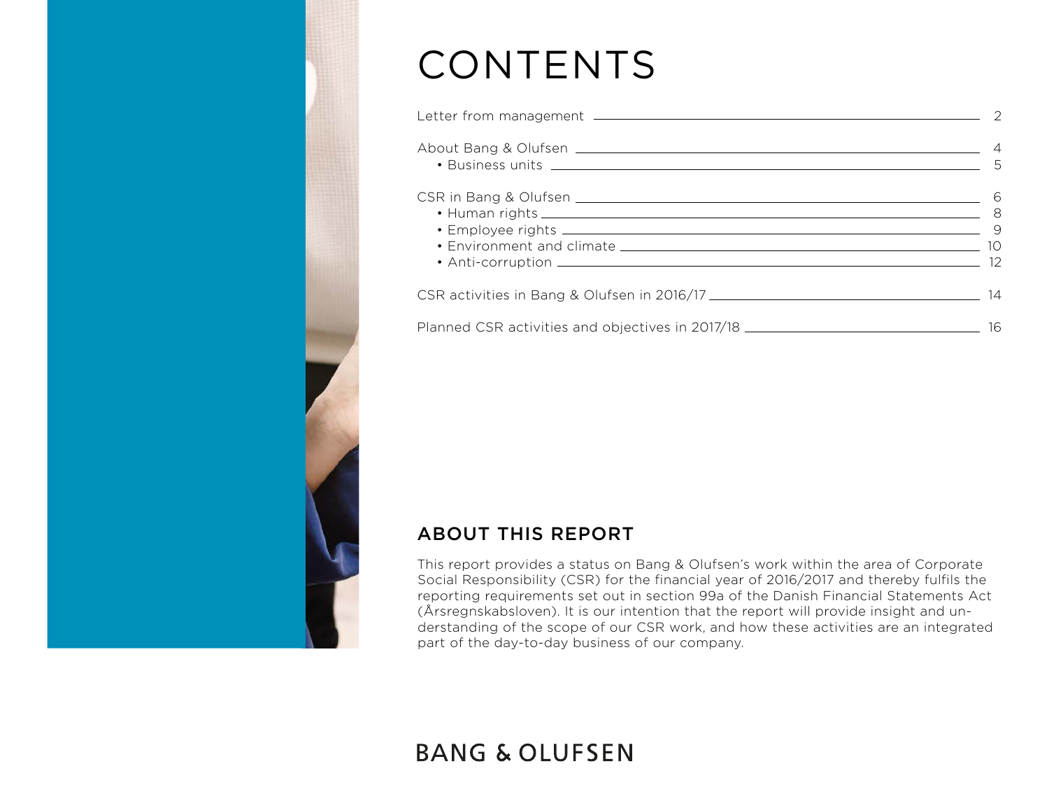# CONTENTS

| | |
|---|---|
| Letter from management | 2 |
| About Bang & Olufsen | 4 |
| • Business units | 5 |
| CSR in Bang & Olufsen | 6 |
| • Human rights | 8 |
| • Employee rights | 9 |
| • Environment and climate | 10 |
| • Anti-corruption | 12 |
| CSR activities in Bang & Olufsen in 2016/17 | 14 |
| Planned CSR activities and objectives in 2017/18 | 16 |

## ABOUT THIS REPORT

This report provides a status on Bang & Olufsen's work within the area of Corporate Social Responsibility (CSR) for the financial year of 2016/2017 and thereby fulfils the reporting requirements set out in section 99a of the Danish Financial Statements Act (Årsregnskabsloven). It is our intention that the report will provide insight and understanding of the scope of our CSR work, and how these activities are an integrated part of the day-to-day business of our company.

BANG & OLUFSEN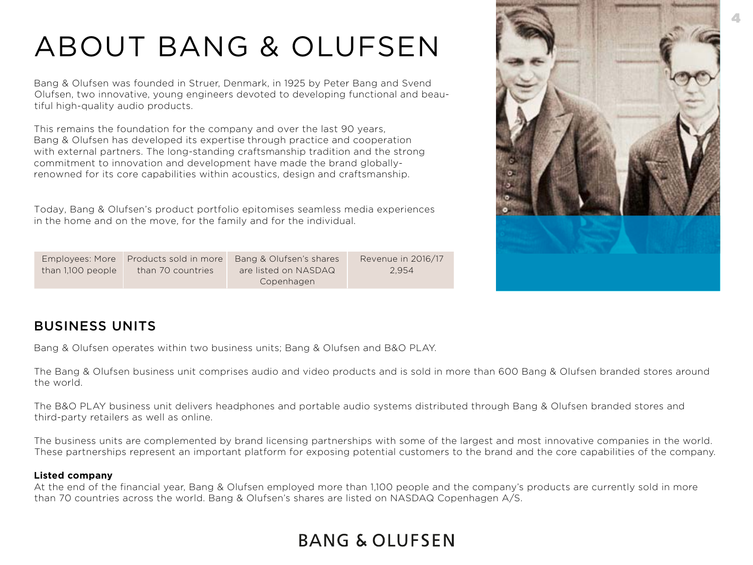# ABOUT BANG & OLUFSEN

Bang & Olufsen was founded in Struer, Denmark, in 1925 by Peter Bang and Svend Olufsen, two innovative, young engineers devoted to developing functional and beautiful high-quality audio products.

This remains the foundation for the company and over the last 90 years, Bang & Olufsen has developed its expertise through practice and cooperation with external partners. The long-standing craftsmanship tradition and the strong commitment to innovation and development have made the brand globally-renowned for its core capabilities within acoustics, design and craftsmanship.

Today, Bang & Olufsen's product portfolio epitomises seamless media experiences in the home and on the move, for the family and for the individual.

| Employees: More than 1,100 people | Products sold in more than 70 countries | Bang & Olufsen's shares are listed on NASDAQ Copenhagen | Revenue in 2016/17 2,954 |
|---|---|---|---|

## BUSINESS UNITS

Bang & Olufsen operates within two business units; Bang & Olufsen and B&O PLAY.

The Bang & Olufsen business unit comprises audio and video products and is sold in more than 600 Bang & Olufsen branded stores around the world.

The B&O PLAY business unit delivers headphones and portable audio systems distributed through Bang & Olufsen branded stores and third-party retailers as well as online.

The business units are complemented by brand licensing partnerships with some of the largest and most innovative companies in the world. These partnerships represent an important platform for exposing potential customers to the brand and the core capabilities of the company.

**Listed company**

At the end of the financial year, Bang & Olufsen employed more than 1,100 people and the company's products are currently sold in more than 70 countries across the world. Bang & Olufsen's shares are listed on NASDAQ Copenhagen A/S.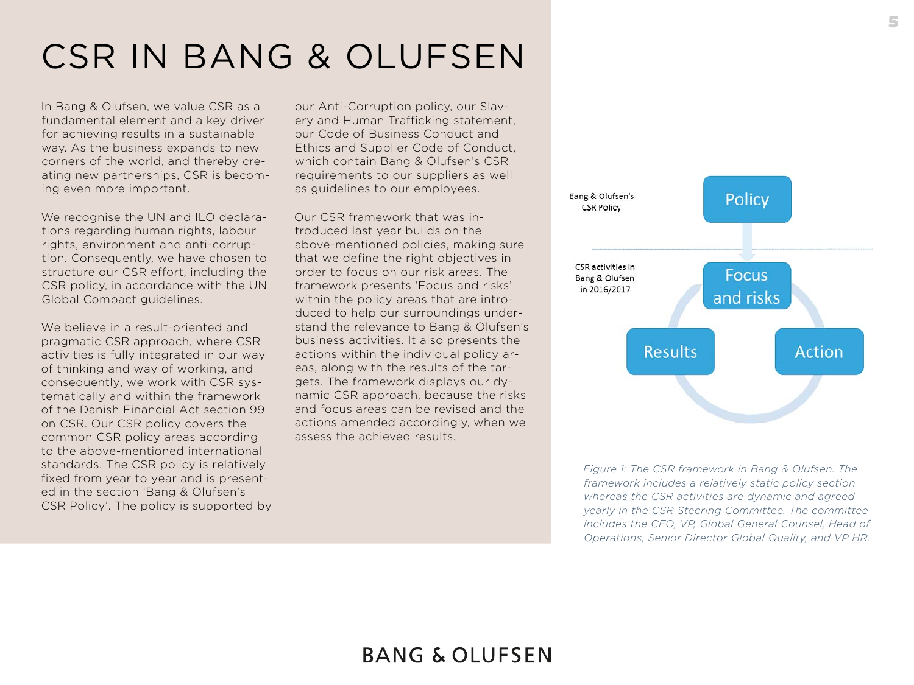# CSR IN BANG & OLUFSEN

In Bang & Olufsen, we value CSR as a fundamental element and a key driver for achieving results in a sustainable way. As the business expands to new corners of the world, and thereby creating new partnerships, CSR is becoming even more important.

We recognise the UN and ILO declarations regarding human rights, labour rights, environment and anti-corruption. Consequently, we have chosen to structure our CSR effort, including the CSR policy, in accordance with the UN Global Compact guidelines.

We believe in a result-oriented and pragmatic CSR approach, where CSR activities is fully integrated in our way of thinking and way of working, and consequently, we work with CSR systematically and within the framework of the Danish Financial Act section 99 on CSR. Our CSR policy covers the common CSR policy areas according to the above-mentioned international standards. The CSR policy is relatively fixed from year to year and is presented in the section 'Bang & Olufsen's CSR Policy'. The policy is supported by our Anti-Corruption policy, our Slavery and Human Trafficking statement, our Code of Business Conduct and Ethics and Supplier Code of Conduct, which contain Bang & Olufsen's CSR requirements to our suppliers as well as guidelines to our employees.

Our CSR framework that was introduced last year builds on the above-mentioned policies, making sure that we define the right objectives in order to focus on our risk areas. The framework presents 'Focus and risks' within the policy areas that are introduced to help our surroundings understand the relevance to Bang & Olufsen's business activities. It also presents the actions within the individual policy areas, along with the results of the targets. The framework displays our dynamic CSR approach, because the risks and focus areas can be revised and the actions amended accordingly, when we assess the achieved results.

Bang & Olufsen's CSR Policy — Policy

CSR activities in Bang & Olufsen in 2016/2017 — Focus and risks → Action → Results

*Figure 1: The CSR framework in Bang & Olufsen. The framework includes a relatively static policy section whereas the CSR activities are dynamic and agreed yearly in the CSR Steering Committee. The committee includes the CFO, VP, Global General Counsel, Head of Operations, Senior Director Global Quality, and VP HR.*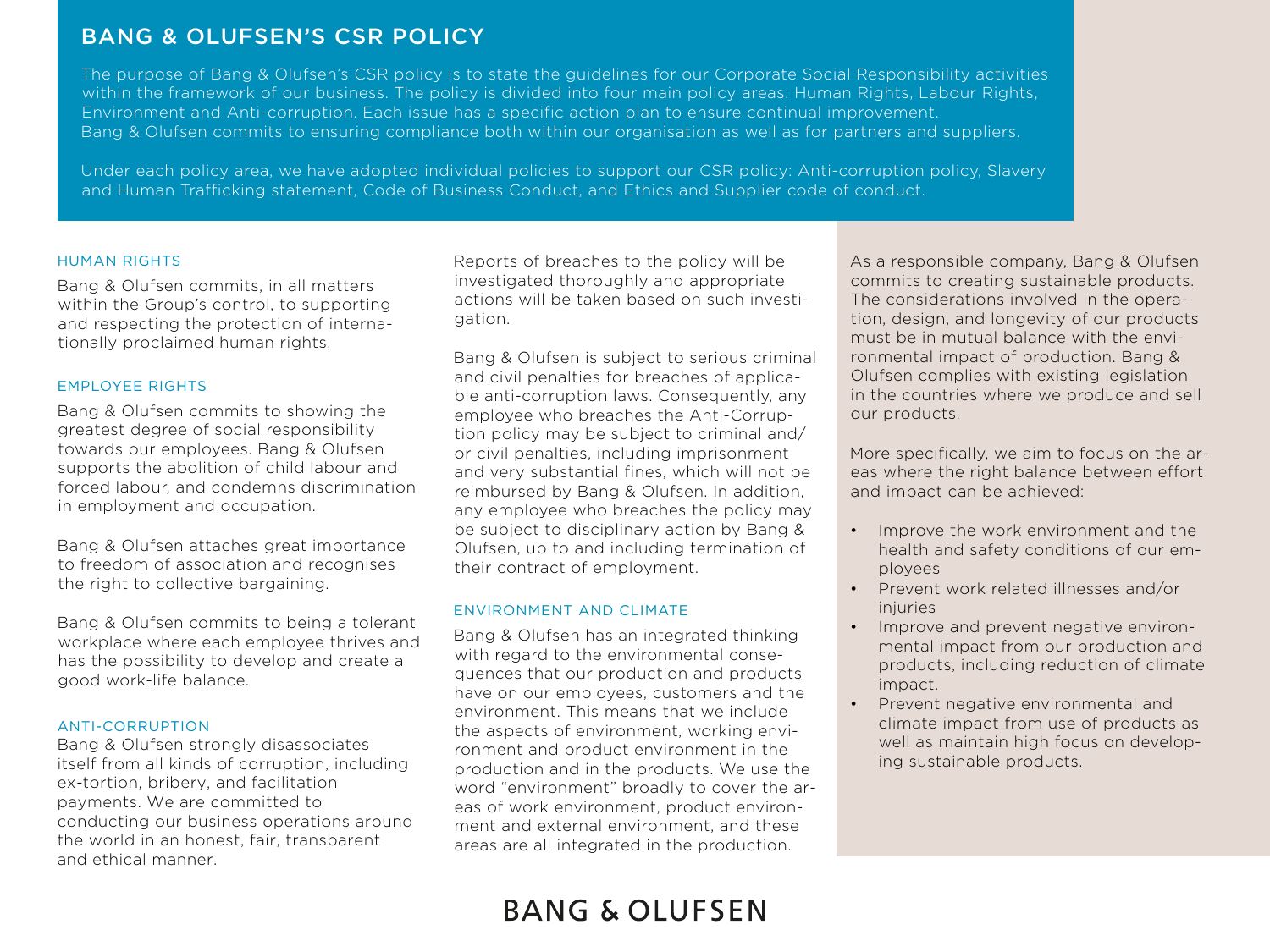# BANG & OLUFSEN'S CSR POLICY

The purpose of Bang & Olufsen's CSR policy is to state the guidelines for our Corporate Social Responsibility activities within the framework of our business. The policy is divided into four main policy areas: Human Rights, Labour Rights, Environment and Anti-corruption. Each issue has a specific action plan to ensure continual improvement. Bang & Olufsen commits to ensuring compliance both within our organisation as well as for partners and suppliers.

Under each policy area, we have adopted individual policies to support our CSR policy: Anti-corruption policy, Slavery and Human Trafficking statement, Code of Business Conduct, and Ethics and Supplier code of conduct.

## HUMAN RIGHTS

Bang & Olufsen commits, in all matters within the Group's control, to supporting and respecting the protection of internationally proclaimed human rights.

## EMPLOYEE RIGHTS

Bang & Olufsen commits to showing the greatest degree of social responsibility towards our employees. Bang & Olufsen supports the abolition of child labour and forced labour, and condemns discrimination in employment and occupation.

Bang & Olufsen attaches great importance to freedom of association and recognises the right to collective bargaining.

Bang & Olufsen commits to being a tolerant workplace where each employee thrives and has the possibility to develop and create a good work-life balance.

## ANTI-CORRUPTION

Bang & Olufsen strongly disassociates itself from all kinds of corruption, including ex-tortion, bribery, and facilitation payments. We are committed to conducting our business operations around the world in an honest, fair, transparent and ethical manner.

Reports of breaches to the policy will be investigated thoroughly and appropriate actions will be taken based on such investigation.

Bang & Olufsen is subject to serious criminal and civil penalties for breaches of applicable anti-corruption laws. Consequently, any employee who breaches the Anti-Corruption policy may be subject to criminal and/or civil penalties, including imprisonment and very substantial fines, which will not be reimbursed by Bang & Olufsen. In addition, any employee who breaches the policy may be subject to disciplinary action by Bang & Olufsen, up to and including termination of their contract of employment.

## ENVIRONMENT AND CLIMATE

Bang & Olufsen has an integrated thinking with regard to the environmental consequences that our production and products have on our employees, customers and the environment. This means that we include the aspects of environment, working environment and product environment in the production and in the products. We use the word "environment" broadly to cover the areas of work environment, product environment and external environment, and these areas are all integrated in the production.

As a responsible company, Bang & Olufsen commits to creating sustainable products. The considerations involved in the operation, design, and longevity of our products must be in mutual balance with the environmental impact of production. Bang & Olufsen complies with existing legislation in the countries where we produce and sell our products.

More specifically, we aim to focus on the areas where the right balance between effort and impact can be achieved:

- Improve the work environment and the health and safety conditions of our employees
- Prevent work related illnesses and/or injuries
- Improve and prevent negative environmental impact from our production and products, including reduction of climate impact.
- Prevent negative environmental and climate impact from use of products as well as maintain high focus on developing sustainable products.

BANG & OLUFSEN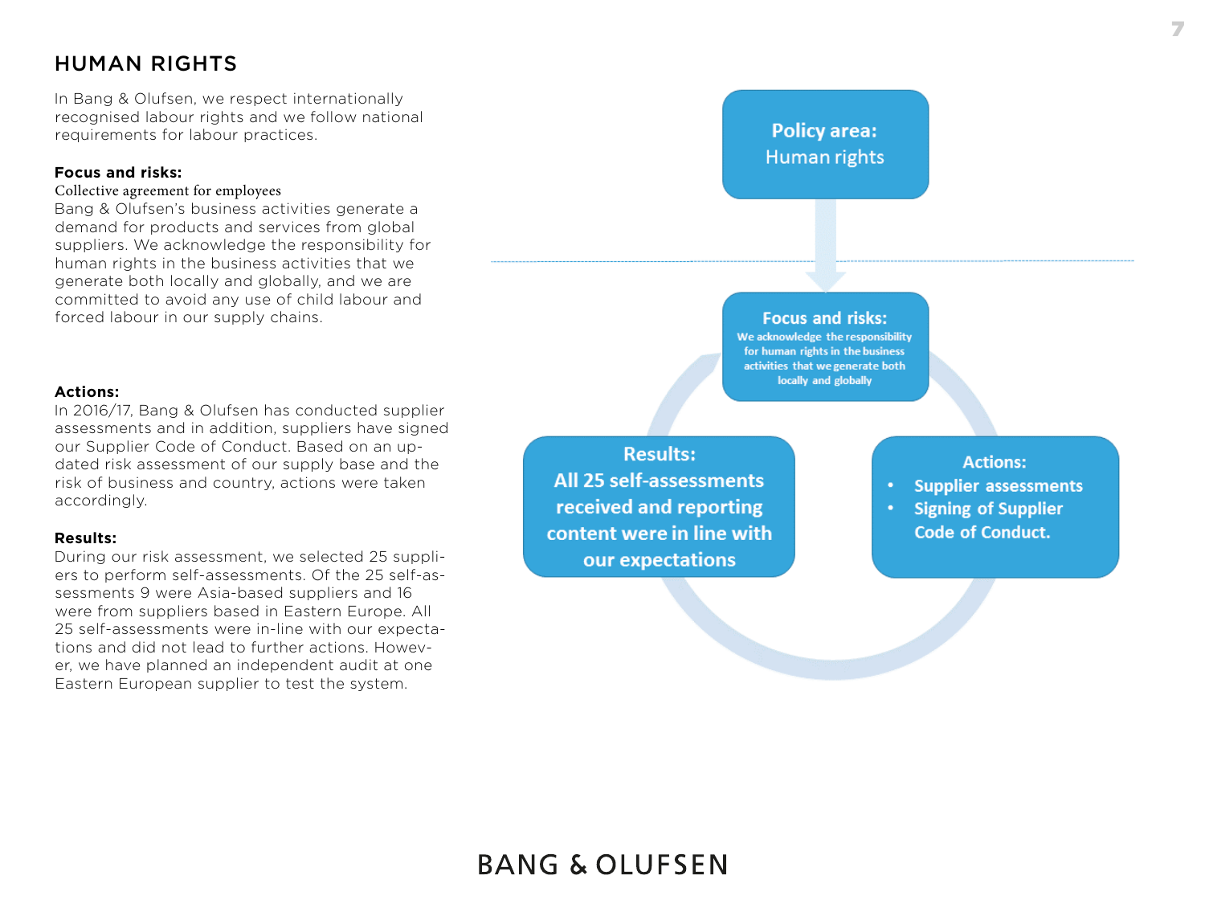## HUMAN RIGHTS

In Bang & Olufsen, we respect internationally recognised labour rights and we follow national requirements for labour practices.

**Focus and risks:**

Collective agreement for employees

Bang & Olufsen's business activities generate a demand for products and services from global suppliers. We acknowledge the responsibility for human rights in the business activities that we generate both locally and globally, and we are committed to avoid any use of child labour and forced labour in our supply chains.

**Actions:**

In 2016/17, Bang & Olufsen has conducted supplier assessments and in addition, suppliers have signed our Supplier Code of Conduct. Based on an updated risk assessment of our supply base and the risk of business and country, actions were taken accordingly.

**Results:**

During our risk assessment, we selected 25 suppliers to perform self-assessments. Of the 25 self-assessments 9 were Asia-based suppliers and 16 were from suppliers based in Eastern Europe. All 25 self-assessments were in-line with our expectations and did not lead to further actions. However, we have planned an independent audit at one Eastern European supplier to test the system.

**Policy area:** Human rights

**Focus and risks:** We acknowledge the responsibility for human rights in the business activities that we generate both locally and globally

**Actions:**

- Supplier assessments
- Signing of Supplier Code of Conduct.

**Results:** All 25 self-assessments received and reporting content were in line with our expectations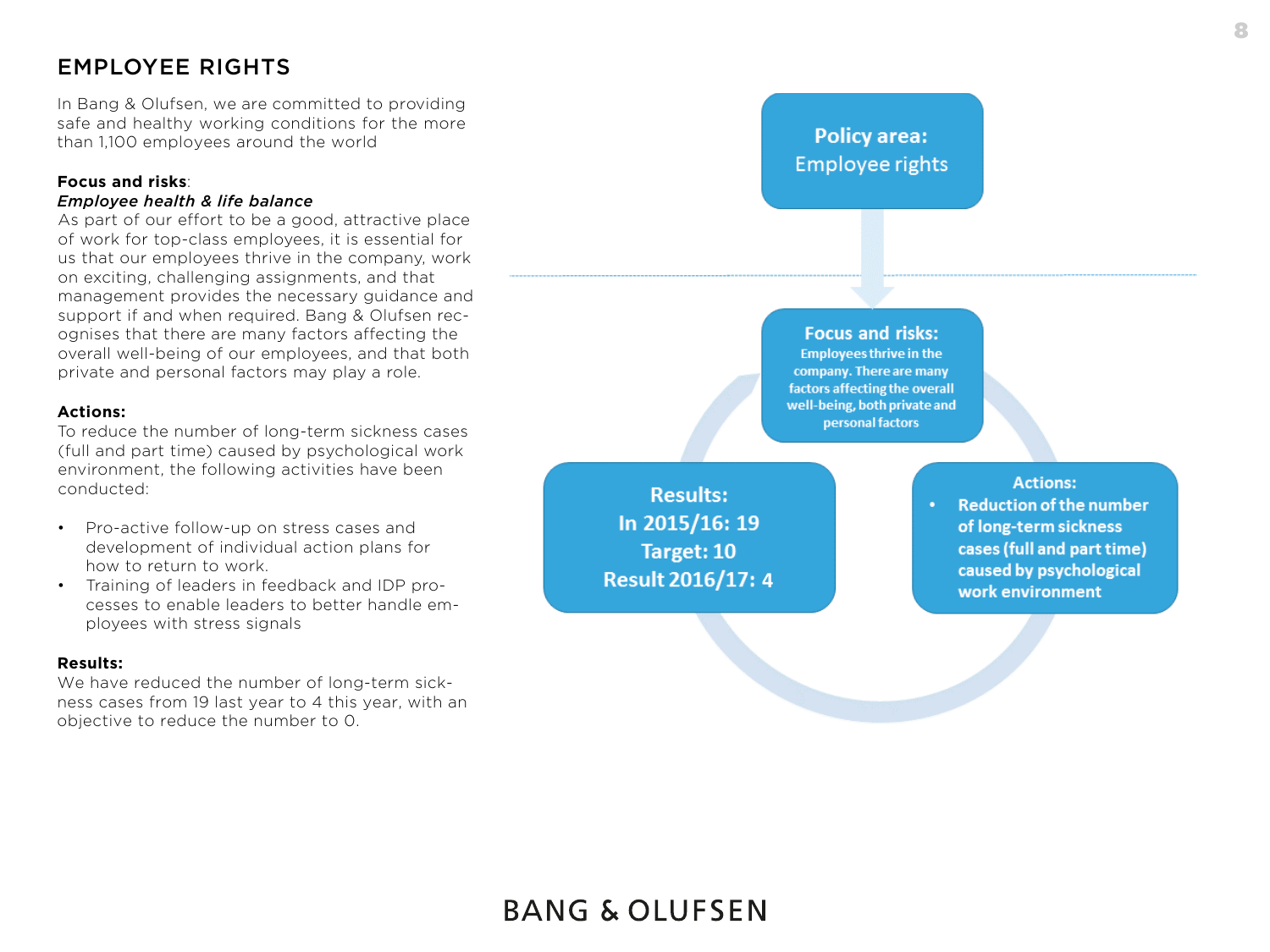# EMPLOYEE RIGHTS

In Bang & Olufsen, we are committed to providing safe and healthy working conditions for the more than 1,100 employees around the world

**Focus and risks**:
***Employee health & life balance***
As part of our effort to be a good, attractive place of work for top-class employees, it is essential for us that our employees thrive in the company, work on exciting, challenging assignments, and that management provides the necessary guidance and support if and when required. Bang & Olufsen recognises that there are many factors affecting the overall well-being of our employees, and that both private and personal factors may play a role.

**Actions:**
To reduce the number of long-term sickness cases (full and part time) caused by psychological work environment, the following activities have been conducted:

- Pro-active follow-up on stress cases and development of individual action plans for how to return to work.
- Training of leaders in feedback and IDP processes to enable leaders to better handle employees with stress signals

**Results:**
We have reduced the number of long-term sickness cases from 19 last year to 4 this year, with an objective to reduce the number to 0.

**Policy area:**
Employee rights

**Focus and risks:**
Employees thrive in the company. There are many factors affecting the overall well-being, both private and personal factors

**Results:**
In 2015/16: 19
Target: 10
Result 2016/17: 4

**Actions:**
- Reduction of the number of long-term sickness cases (full and part time) caused by psychological work environment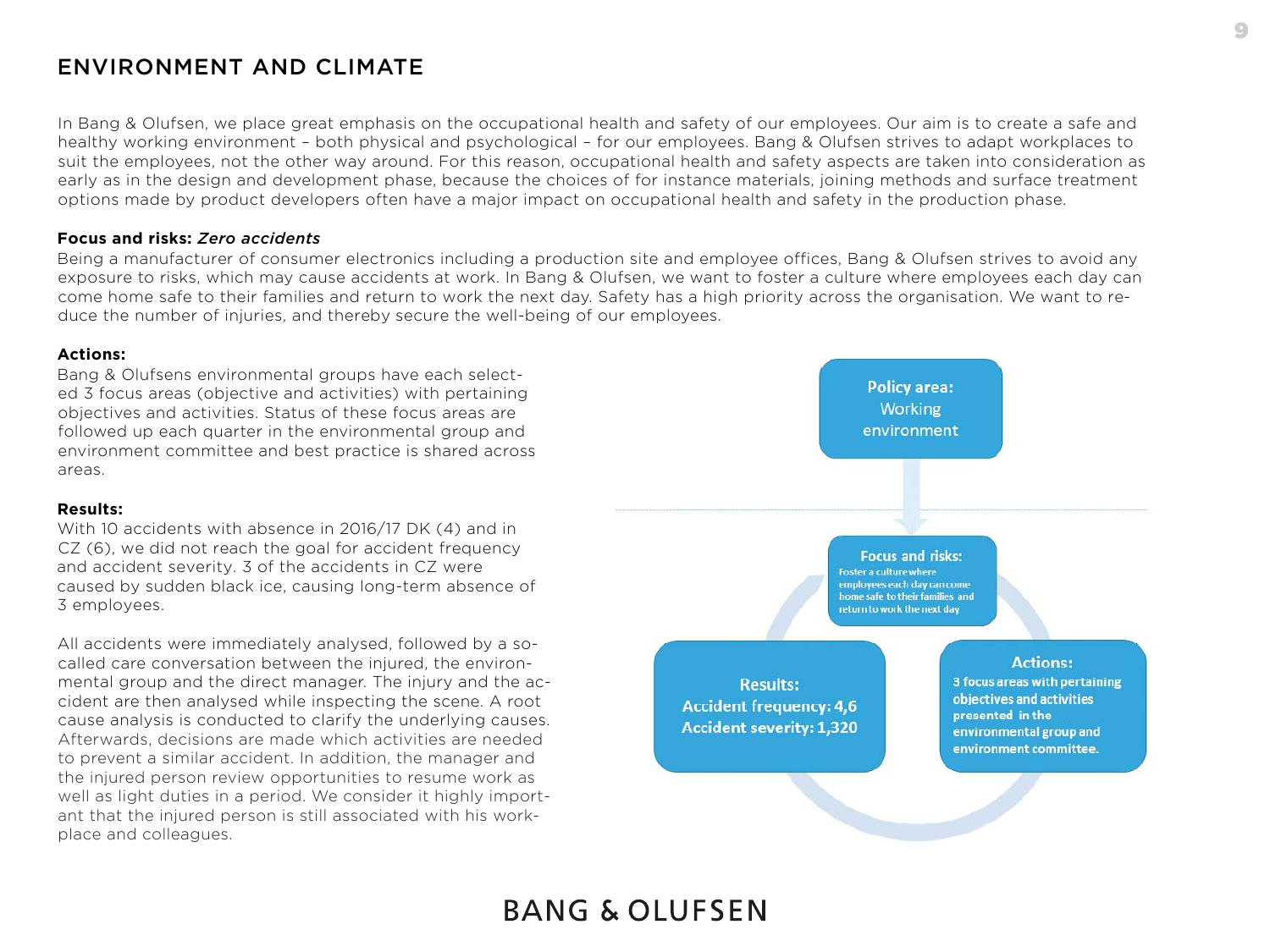# ENVIRONMENT AND CLIMATE

In Bang & Olufsen, we place great emphasis on the occupational health and safety of our employees. Our aim is to create a safe and healthy working environment – both physical and psychological – for our employees. Bang & Olufsen strives to adapt workplaces to suit the employees, not the other way around. For this reason, occupational health and safety aspects are taken into consideration as early as in the design and development phase, because the choices of for instance materials, joining methods and surface treatment options made by product developers often have a major impact on occupational health and safety in the production phase.

**Focus and risks:** ***Zero accidents***

Being a manufacturer of consumer electronics including a production site and employee offices, Bang & Olufsen strives to avoid any exposure to risks, which may cause accidents at work. In Bang & Olufsen, we want to foster a culture where employees each day can come home safe to their families and return to work the next day. Safety has a high priority across the organisation. We want to reduce the number of injuries, and thereby secure the well-being of our employees.

**Actions:**

Bang & Olufsens environmental groups have each selected 3 focus areas (objective and activities) with pertaining objectives and activities. Status of these focus areas are followed up each quarter in the environmental group and environment committee and best practice is shared across areas.

**Results:**

With 10 accidents with absence in 2016/17 DK (4) and in CZ (6), we did not reach the goal for accident frequency and accident severity. 3 of the accidents in CZ were caused by sudden black ice, causing long-term absence of 3 employees.

All accidents were immediately analysed, followed by a so-called care conversation between the injured, the environmental group and the direct manager. The injury and the accident are then analysed while inspecting the scene. A root cause analysis is conducted to clarify the underlying causes. Afterwards, decisions are made which activities are needed to prevent a similar accident. In addition, the manager and the injured person review opportunities to resume work as well as light duties in a period. We consider it highly important that the injured person is still associated with his workplace and colleagues.

**Policy area:** Working environment

**Focus and risks:** Foster a culture where employees each day can come home safe to their families and return to work the next day

**Results:** Accident frequency: 4,6 Accident severity: 1,320

**Actions:** 3 focus areas with pertaining objectives and activities presented in the environmental group and environment committee.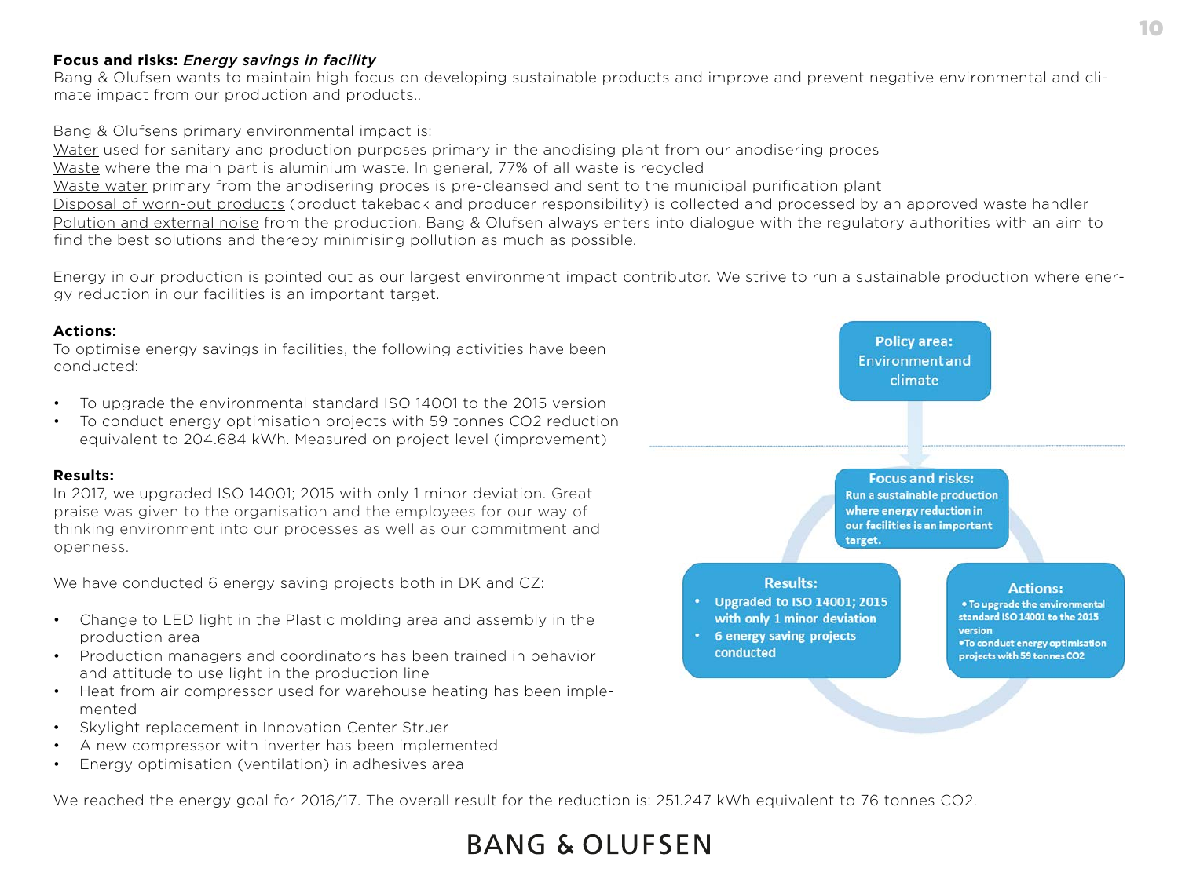**Focus and risks:** ***Energy savings in facility***

Bang & Olufsen wants to maintain high focus on developing sustainable products and improve and prevent negative environmental and climate impact from our production and products..

Bang & Olufsens primary environmental impact is:

Water used for sanitary and production purposes primary in the anodising plant from our anodisering proces
Waste where the main part is aluminium waste. In general, 77% of all waste is recycled
Waste water primary from the anodisering proces is pre-cleansed and sent to the municipal purification plant
Disposal of worn-out products (product takeback and producer responsibility) is collected and processed by an approved waste handler
Polution and external noise from the production. Bang & Olufsen always enters into dialogue with the regulatory authorities with an aim to find the best solutions and thereby minimising pollution as much as possible.

Energy in our production is pointed out as our largest environment impact contributor. We strive to run a sustainable production where energy reduction in our facilities is an important target.

**Actions:**

To optimise energy savings in facilities, the following activities have been conducted:

- To upgrade the environmental standard ISO 14001 to the 2015 version
- To conduct energy optimisation projects with 59 tonnes $CO_2$ reduction equivalent to 204.684 kWh. Measured on project level (improvement)

**Results:**

In 2017, we upgraded ISO 14001; 2015 with only 1 minor deviation. Great praise was given to the organisation and the employees for our way of thinking environment into our processes as well as our commitment and openness.

We have conducted 6 energy saving projects both in DK and CZ:

- Change to LED light in the Plastic molding area and assembly in the production area
- Production managers and coordinators has been trained in behavior and attitude to use light in the production line
- Heat from air compressor used for warehouse heating has been implemented
- Skylight replacement in Innovation Center Struer
- A new compressor with inverter has been implemented
- Energy optimisation (ventilation) in adhesives area

Policy area: Environment and climate

Focus and risks: Run a sustainable production where energy reduction in our facilities is an important target.

Results:
- Upgraded to ISO 14001; 2015 with only 1 minor deviation
- 6 energy saving projects conducted

Actions:
- To upgrade the environmental standard ISO 14001 to the 2015 version
- To conduct energy optimisation projects with 59 tonnes $CO_2$

We reached the energy goal for 2016/17. The overall result for the reduction is: 251.247 kWh equivalent to 76 tonnes $CO_2$.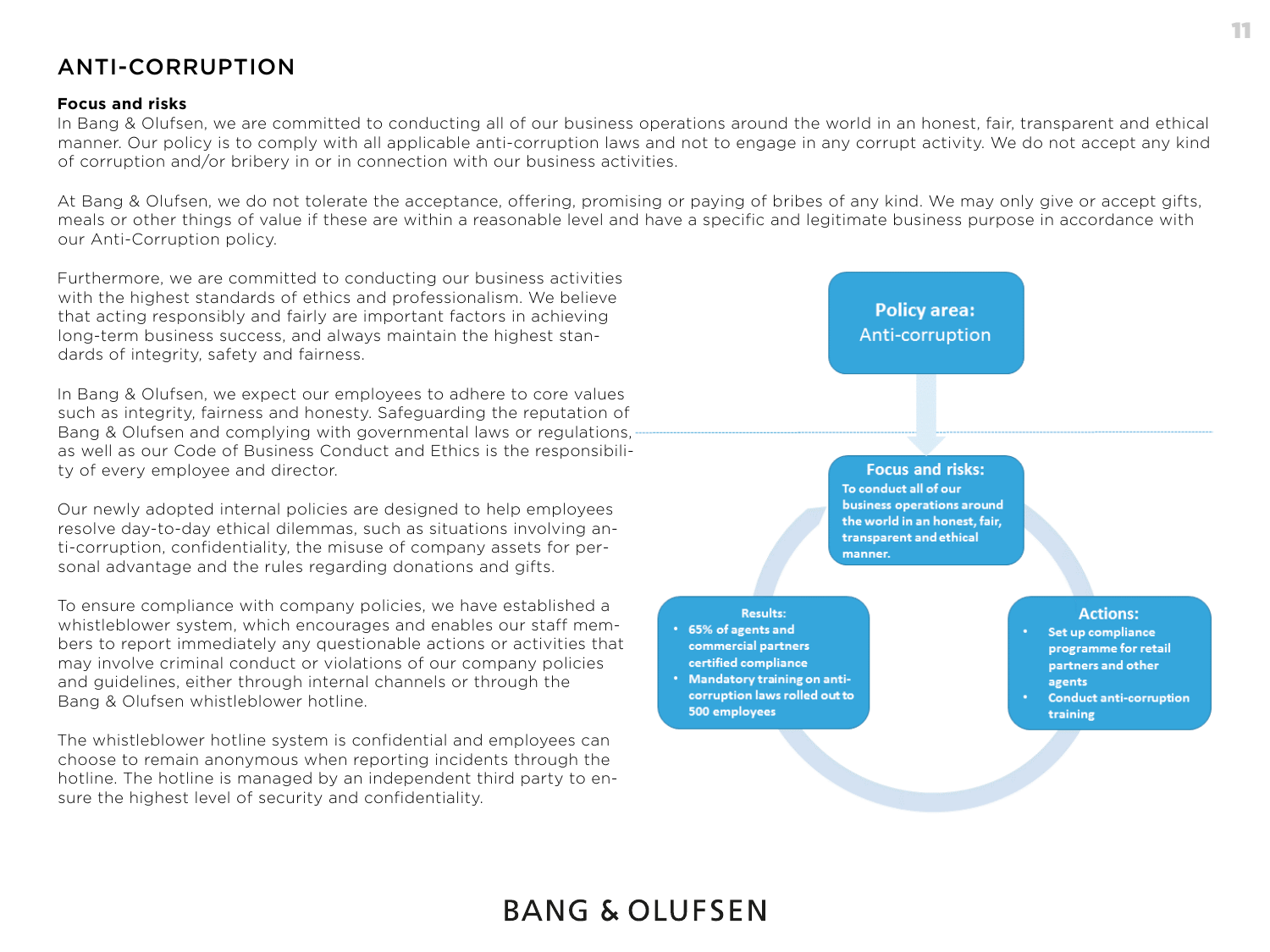## ANTI-CORRUPTION

**Focus and risks**

In Bang & Olufsen, we are committed to conducting all of our business operations around the world in an honest, fair, transparent and ethical manner. Our policy is to comply with all applicable anti-corruption laws and not to engage in any corrupt activity. We do not accept any kind of corruption and/or bribery in or in connection with our business activities.

At Bang & Olufsen, we do not tolerate the acceptance, offering, promising or paying of bribes of any kind. We may only give or accept gifts, meals or other things of value if these are within a reasonable level and have a specific and legitimate business purpose in accordance with our Anti-Corruption policy.

Furthermore, we are committed to conducting our business activities with the highest standards of ethics and professionalism. We believe that acting responsibly and fairly are important factors in achieving long-term business success, and always maintain the highest standards of integrity, safety and fairness.

In Bang & Olufsen, we expect our employees to adhere to core values such as integrity, fairness and honesty. Safeguarding the reputation of Bang & Olufsen and complying with governmental laws or regulations, as well as our Code of Business Conduct and Ethics is the responsibility of every employee and director.

Our newly adopted internal policies are designed to help employees resolve day-to-day ethical dilemmas, such as situations involving anti-corruption, confidentiality, the misuse of company assets for personal advantage and the rules regarding donations and gifts.

To ensure compliance with company policies, we have established a whistleblower system, which encourages and enables our staff members to report immediately any questionable actions or activities that may involve criminal conduct or violations of our company policies and guidelines, either through internal channels or through the Bang & Olufsen whistleblower hotline.

The whistleblower hotline system is confidential and employees can choose to remain anonymous when reporting incidents through the hotline. The hotline is managed by an independent third party to ensure the highest level of security and confidentiality.

**Policy area:** Anti-corruption

**Focus and risks:** To conduct all of our business operations around the world in an honest, fair, transparent and ethical manner.

**Actions:**
- Set up compliance programme for retail partners and other agents
- Conduct anti-corruption training

**Results:**
- 65% of agents and commercial partners certified compliance
- Mandatory training on anti-corruption laws rolled out to 500 employees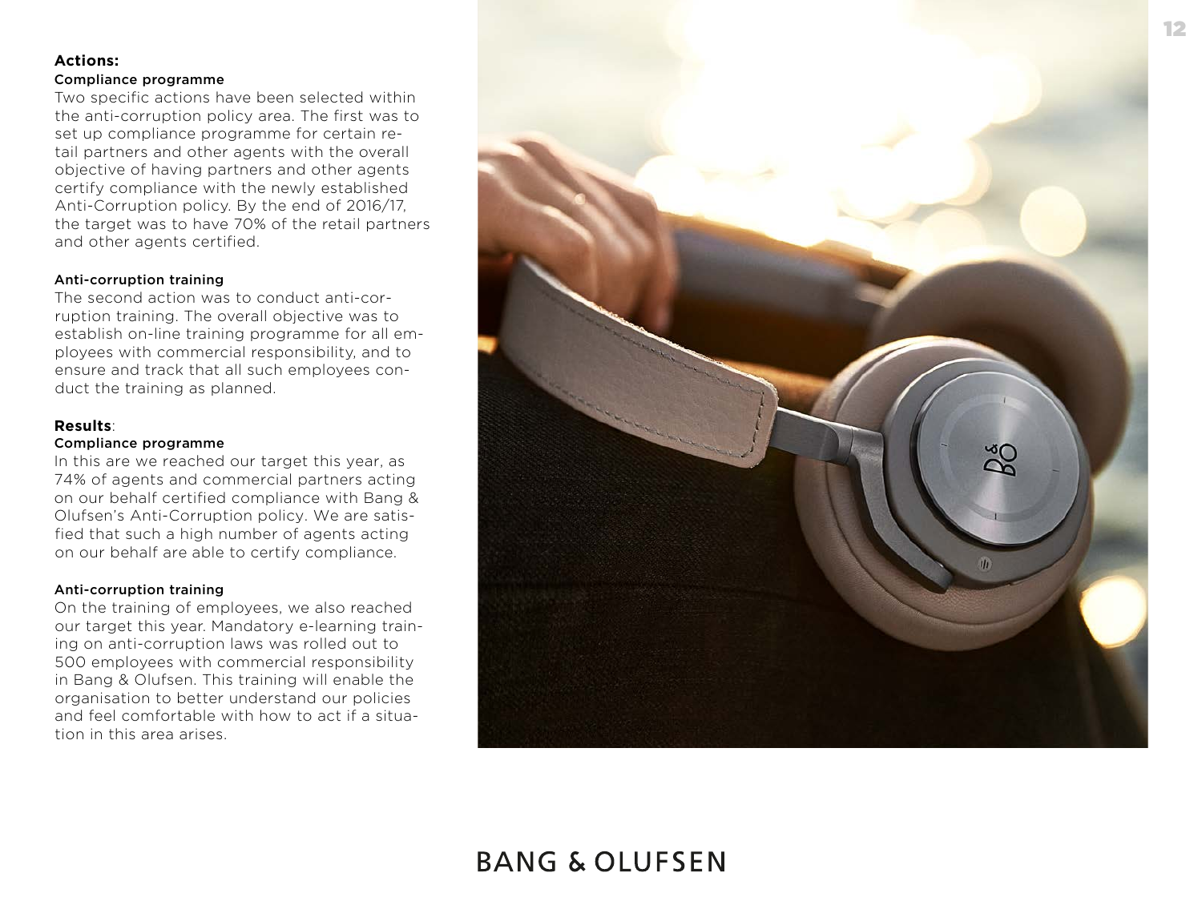**Actions:**

**Compliance programme**

Two specific actions have been selected within the anti-corruption policy area. The first was to set up compliance programme for certain retail partners and other agents with the overall objective of having partners and other agents certify compliance with the newly established Anti-Corruption policy. By the end of 2016/17, the target was to have 70% of the retail partners and other agents certified.

**Anti-corruption training**

The second action was to conduct anti-corruption training. The overall objective was to establish on-line training programme for all employees with commercial responsibility, and to ensure and track that all such employees conduct the training as planned.

**Results**:

**Compliance programme**

In this are we reached our target this year, as 74% of agents and commercial partners acting on our behalf certified compliance with Bang & Olufsen's Anti-Corruption policy. We are satisfied that such a high number of agents acting on our behalf are able to certify compliance.

**Anti-corruption training**

On the training of employees, we also reached our target this year. Mandatory e-learning training on anti-corruption laws was rolled out to 500 employees with commercial responsibility in Bang & Olufsen. This training will enable the organisation to better understand our policies and feel comfortable with how to act if a situation in this area arises.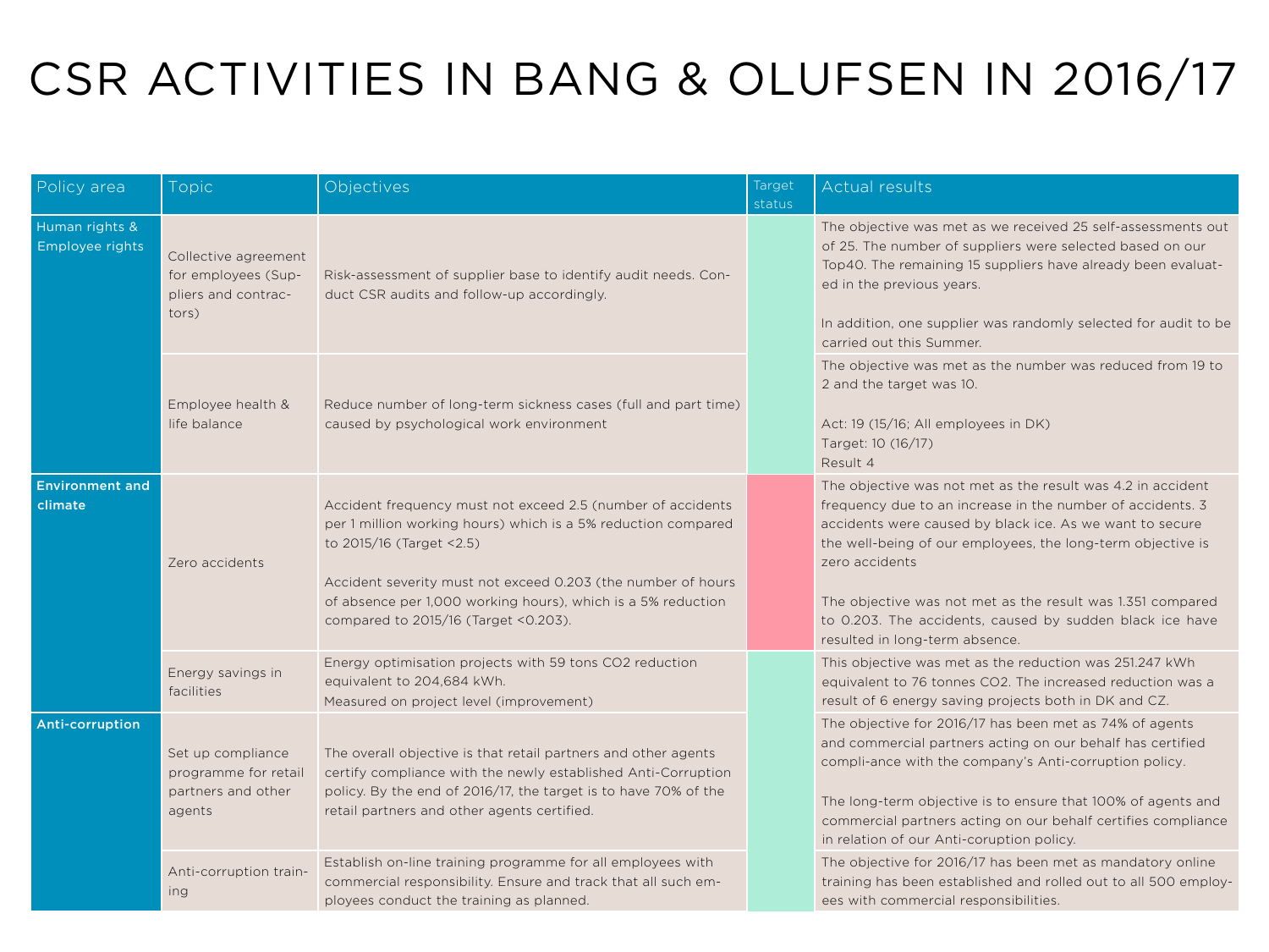# CSR ACTIVITIES IN BANG & OLUFSEN IN 2016/17

| Policy area | Topic | Objectives | Target status | Actual results |
|---|---|---|---|---|
| Human rights & Employee rights | Collective agreement for employees (Suppliers and contractors) | Risk-assessment of supplier base to identify audit needs. Conduct CSR audits and follow-up accordingly. | | The objective was met as we received 25 self-assessments out of 25. The number of suppliers were selected based on our Top40. The remaining 15 suppliers have already been evaluated in the previous years.<br><br>In addition, one supplier was randomly selected for audit to be carried out this Summer. |
| | Employee health & life balance | Reduce number of long-term sickness cases (full and part time) caused by psychological work environment | | The objective was met as the number was reduced from 19 to 2 and the target was 10.<br><br>Act: 19 (15/16; All employees in DK)<br>Target: 10 (16/17)<br>Result 4 |
| Environment and climate | Zero accidents | Accident frequency must not exceed 2.5 (number of accidents per 1 million working hours) which is a 5% reduction compared to 2015/16 (Target <2.5)<br><br>Accident severity must not exceed 0.203 (the number of hours of absence per 1,000 working hours), which is a 5% reduction compared to 2015/16 (Target <0.203). | | The objective was not met as the result was 4.2 in accident frequency due to an increase in the number of accidents. 3 accidents were caused by black ice. As we want to secure the well-being of our employees, the long-term objective is zero accidents<br><br>The objective was not met as the result was 1.351 compared to 0.203. The accidents, caused by sudden black ice have resulted in long-term absence. |
| | Energy savings in facilities | Energy optimisation projects with 59 tons $CO_2$ reduction equivalent to 204,684 kWh.<br>Measured on project level (improvement) | | This objective was met as the reduction was 251.247 kWh equivalent to 76 tonnes $CO_2$. The increased reduction was a result of 6 energy saving projects both in DK and CZ. |
| Anti-corruption | Set up compliance programme for retail partners and other agents | The overall objective is that retail partners and other agents certify compliance with the newly established Anti-Corruption policy. By the end of 2016/17, the target is to have 70% of the retail partners and other agents certified. | | The objective for 2016/17 has been met as 74% of agents and commercial partners acting on our behalf has certified compli-ance with the company's Anti-corruption policy.<br><br>The long-term objective is to ensure that 100% of agents and commercial partners acting on our behalf certifies compliance in relation of our Anti-coruption policy. |
| | Anti-corruption training | Establish on-line training programme for all employees with commercial responsibility. Ensure and track that all such employees conduct the training as planned. | | The objective for 2016/17 has been met as mandatory online training has been established and rolled out to all 500 employees with commercial responsibilities. |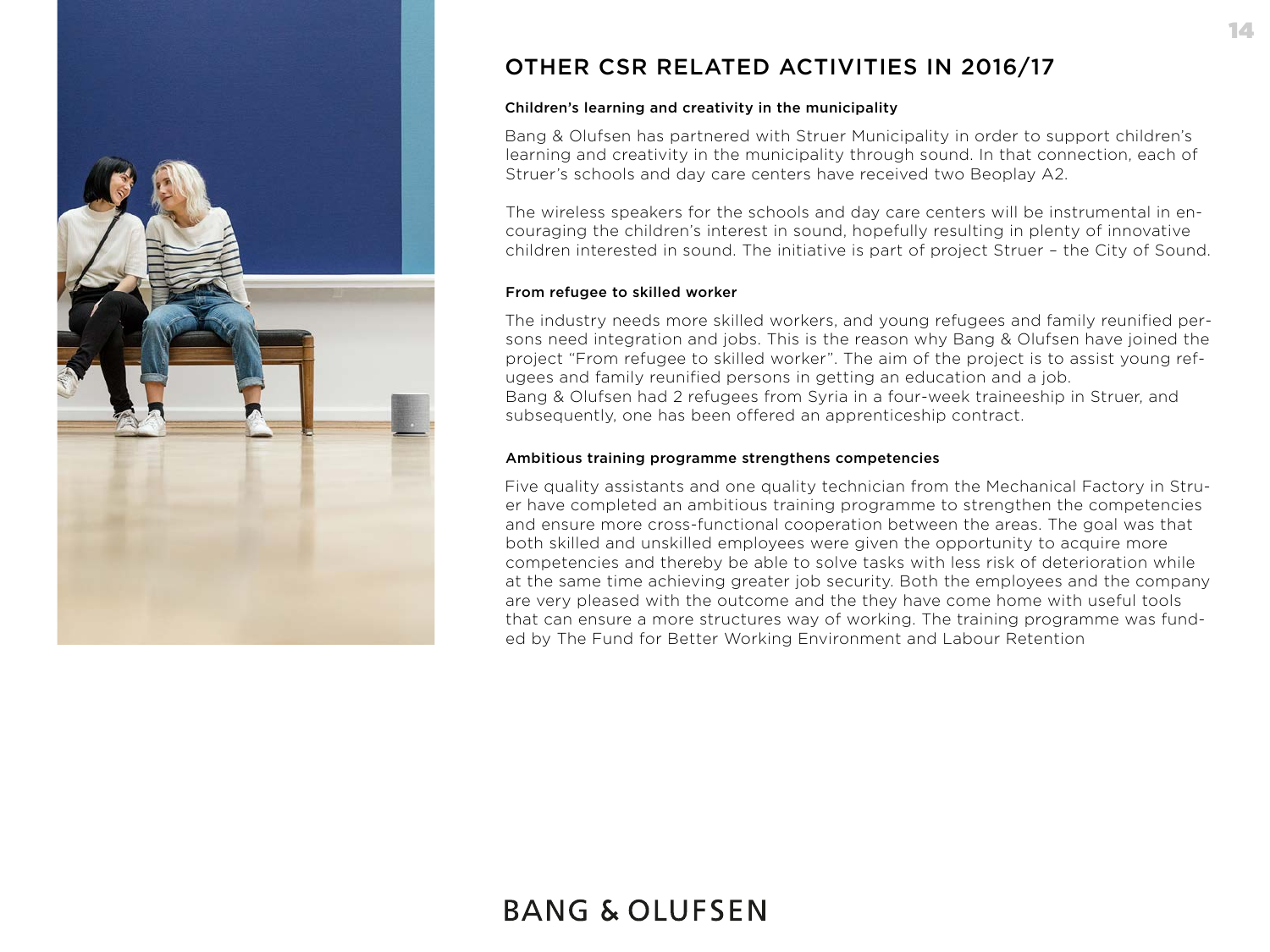# OTHER CSR RELATED ACTIVITIES IN 2016/17

### Children's learning and creativity in the municipality

Bang & Olufsen has partnered with Struer Municipality in order to support children's learning and creativity in the municipality through sound. In that connection, each of Struer's schools and day care centers have received two Beoplay A2.

The wireless speakers for the schools and day care centers will be instrumental in encouraging the children's interest in sound, hopefully resulting in plenty of innovative children interested in sound. The initiative is part of project Struer – the City of Sound.

### From refugee to skilled worker

The industry needs more skilled workers, and young refugees and family reunified persons need integration and jobs. This is the reason why Bang & Olufsen have joined the project "From refugee to skilled worker". The aim of the project is to assist young refugees and family reunified persons in getting an education and a job.
Bang & Olufsen had 2 refugees from Syria in a four-week traineeship in Struer, and subsequently, one has been offered an apprenticeship contract.

### Ambitious training programme strengthens competencies

Five quality assistants and one quality technician from the Mechanical Factory in Struer have completed an ambitious training programme to strengthen the competencies and ensure more cross-functional cooperation between the areas. The goal was that both skilled and unskilled employees were given the opportunity to acquire more competencies and thereby be able to solve tasks with less risk of deterioration while at the same time achieving greater job security. Both the employees and the company are very pleased with the outcome and the they have come home with useful tools that can ensure a more structures way of working. The training programme was funded by The Fund for Better Working Environment and Labour Retention

BANG & OLUFSEN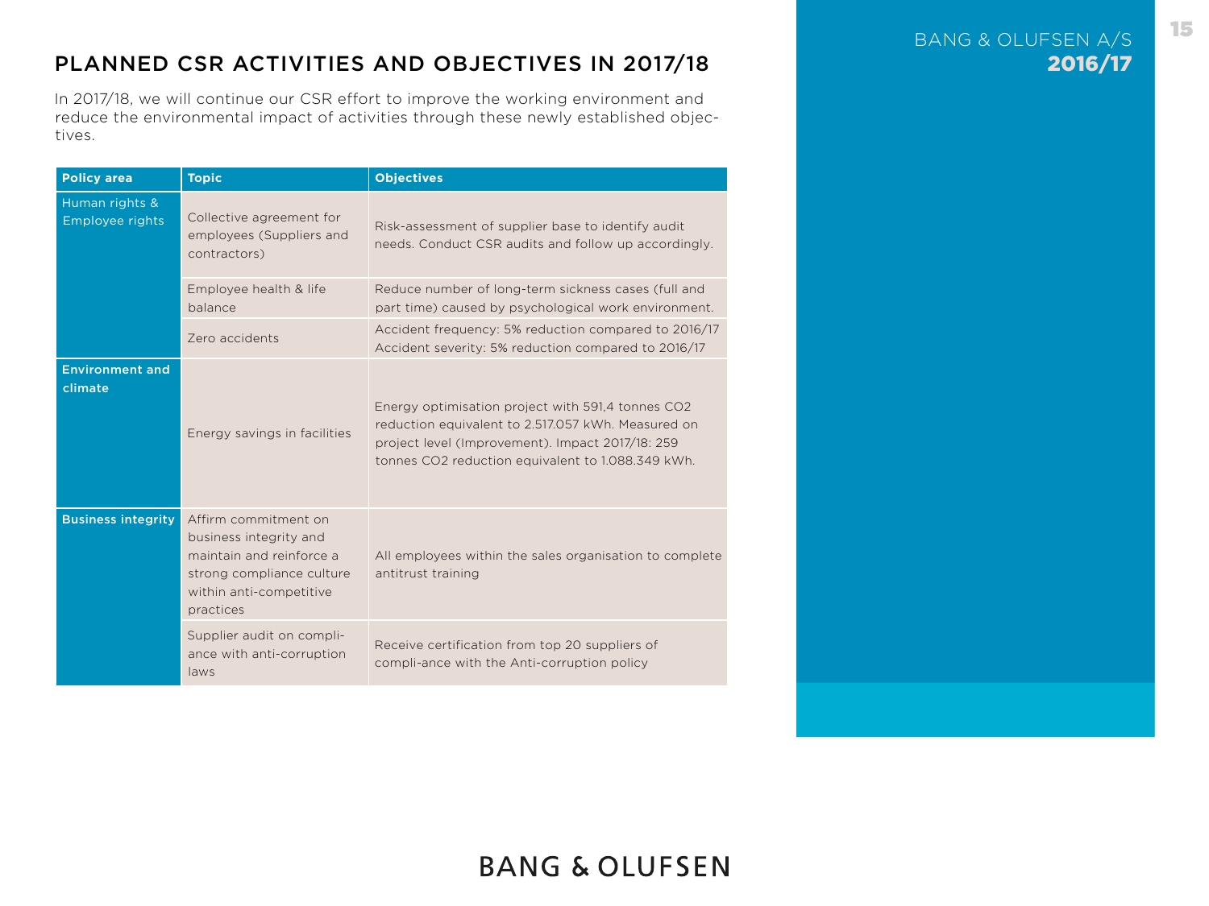## PLANNED CSR ACTIVITIES AND OBJECTIVES IN 2017/18

In 2017/18, we will continue our CSR effort to improve the working environment and reduce the environmental impact of activities through these newly established objectives.

| Policy area | Topic | Objectives |
|---|---|---|
| Human rights & Employee rights | Collective agreement for employees (Suppliers and contractors) | Risk-assessment of supplier base to identify audit needs. Conduct CSR audits and follow up accordingly. |
| | Employee health & life balance | Reduce number of long-term sickness cases (full and part time) caused by psychological work environment. |
| | Zero accidents | Accident frequency: 5% reduction compared to 2016/17<br>Accident severity: 5% reduction compared to 2016/17 |
| **Environment and climate** | Energy savings in facilities | Energy optimisation project with 591,4 tonnes CO2 reduction equivalent to 2.517.057 kWh. Measured on project level (Improvement). Impact 2017/18: 259 tonnes CO2 reduction equivalent to 1.088.349 kWh. |
| **Business integrity** | Affirm commitment on business integrity and maintain and reinforce a strong compliance culture within anti-competitive practices | All employees within the sales organisation to complete antitrust training |
| | Supplier audit on compli-ance with anti-corruption laws | Receive certification from top 20 suppliers of compli-ance with the Anti-corruption policy |